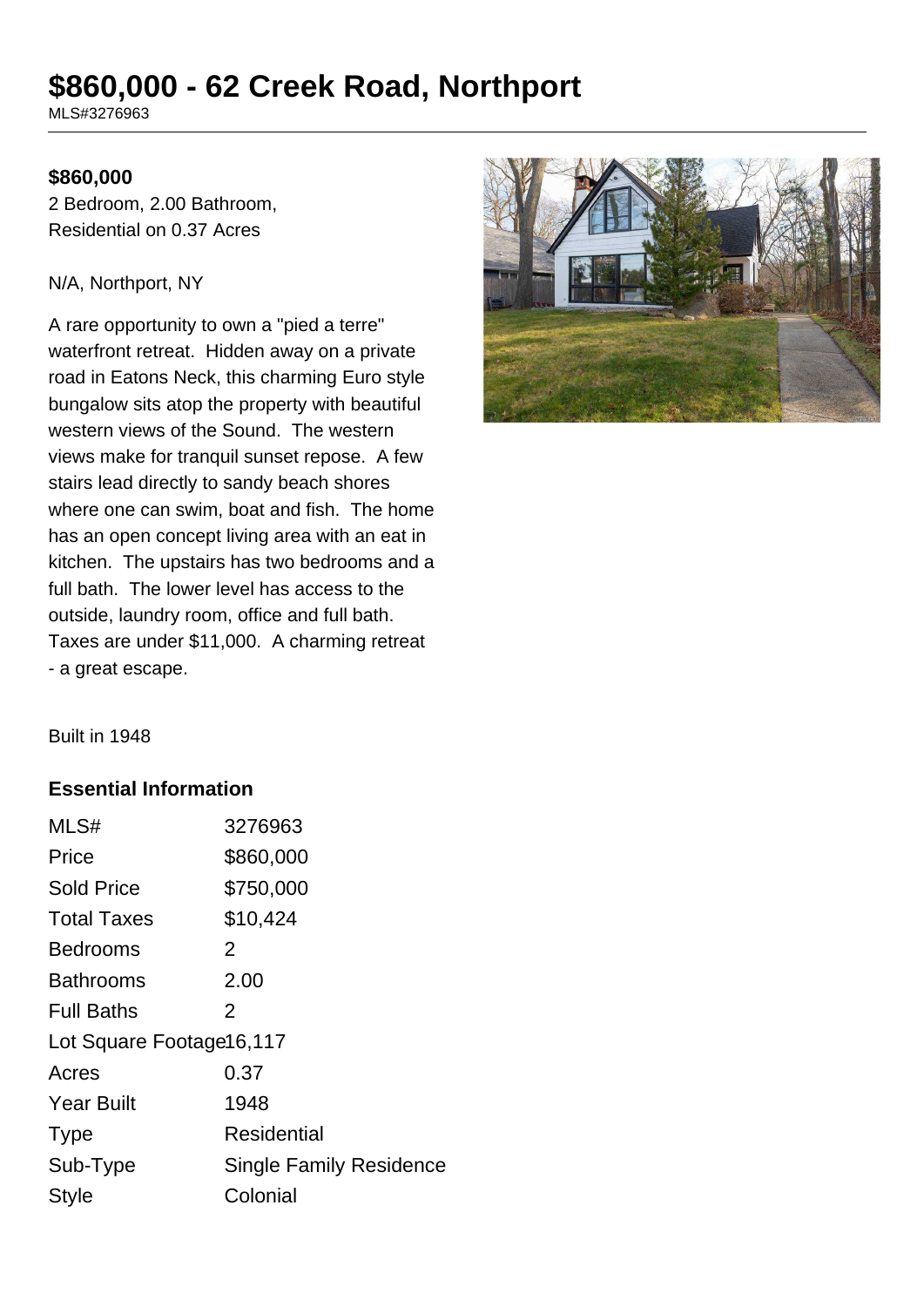# $860,000 - 62 Creek Road, Northport

MLS#3276963

**$860,000**

2 Bedroom, 2.00 Bathroom, Residential on 0.37 Acres

N/A, Northport, NY

A rare opportunity to own a "pied a terre" waterfront retreat. Hidden away on a private road in Eatons Neck, this charming Euro style bungalow sits atop the property with beautiful western views of the Sound. The western views make for tranquil sunset repose. A few stairs lead directly to sandy beach shores where one can swim, boat and fish. The home has an open concept living area with an eat in kitchen. The upstairs has two bedrooms and a full bath. The lower level has access to the outside, laundry room, office and full bath. Taxes are under $11,000. A charming retreat - a great escape.

Built in 1948

### Essential Information

| | |
|---|---|
| MLS# | 3276963 |
| Price | $860,000 |
| Sold Price | $750,000 |
| Total Taxes | $10,424 |
| Bedrooms | 2 |
| Bathrooms | 2.00 |
| Full Baths | 2 |
| Lot Square Footage | 16,117 |
| Acres | 0.37 |
| Year Built | 1948 |
| Type | Residential |
| Sub-Type | Single Family Residence |
| Style | Colonial |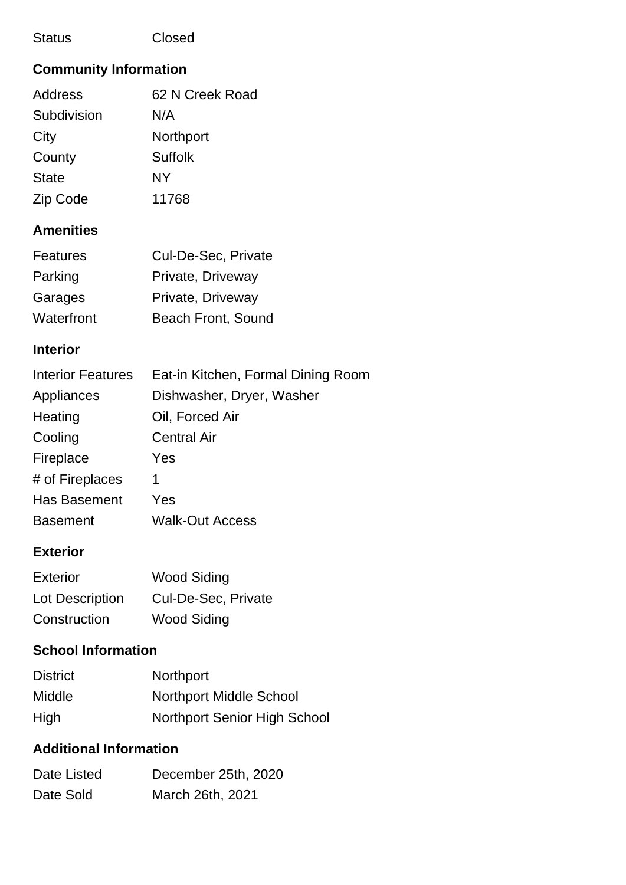| Status | Closed |
|---|---|

## Community Information

| Address | 62 N Creek Road |
|---|---|
| Subdivision | N/A |
| City | Northport |
| County | Suffolk |
| State | NY |
| Zip Code | 11768 |

## Amenities

| Features | Cul-De-Sec, Private |
|---|---|
| Parking | Private, Driveway |
| Garages | Private, Driveway |
| Waterfront | Beach Front, Sound |

## Interior

| Interior Features | Eat-in Kitchen, Formal Dining Room |
|---|---|
| Appliances | Dishwasher, Dryer, Washer |
| Heating | Oil, Forced Air |
| Cooling | Central Air |
| Fireplace | Yes |
| # of Fireplaces | 1 |
| Has Basement | Yes |
| Basement | Walk-Out Access |

## Exterior

| Exterior | Wood Siding |
|---|---|
| Lot Description | Cul-De-Sec, Private |
| Construction | Wood Siding |

## School Information

| District | Northport |
|---|---|
| Middle | Northport Middle School |
| High | Northport Senior High School |

## Additional Information

| Date Listed | December 25th, 2020 |
|---|---|
| Date Sold | March 26th, 2021 |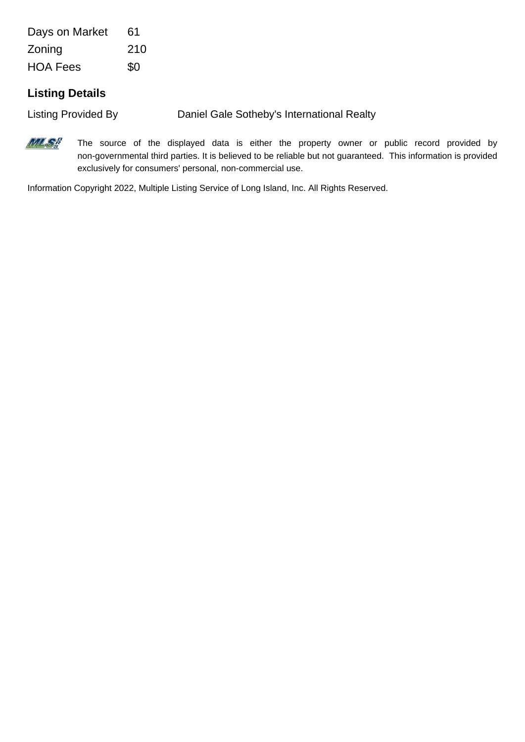| | |
|---|---|
| Days on Market | 61 |
| Zoning | 210 |
| HOA Fees | $0 |

## Listing Details

| | |
|---|---|
| Listing Provided By | Daniel Gale Sotheby's International Realty |

The source of the displayed data is either the property owner or public record provided by non-governmental third parties. It is believed to be reliable but not guaranteed. This information is provided exclusively for consumers' personal, non-commercial use.

Information Copyright 2022, Multiple Listing Service of Long Island, Inc. All Rights Reserved.